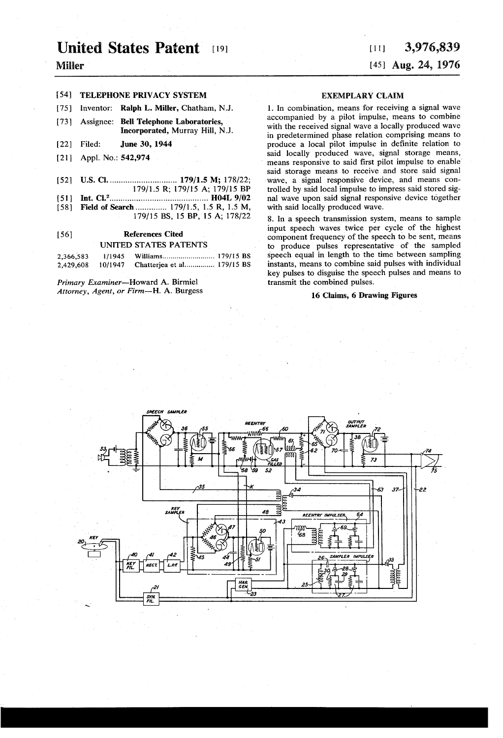# United States Patent [19]

**Miller**

[11] **3,976,839**

[45] **Aug. 24, 1976**

[54] **TELEPHONE PRIVACY SYSTEM**

[75] Inventor: **Ralph L. Miller,** Chatham, N.J.

[73] Assignee: **Bell Telephone Laboratories, Incorporated,** Murray Hill, N.J.

[22] Filed: **June 30, 1944**

[21] Appl. No.: **542,974**

[52] **U.S. Cl.** .............................. **179/1.5 M;** 178/22; 179/1.5 R; 179/15 A; 179/15 BP

[51] **Int. Cl.²** ............................................ **H04L 9/02**

[58] **Field of Search** .............. 179/1.5, 1.5 R, 1.5 M, 179/15 BS, 15 BP, 15 A; 178/22

[56] **References Cited**

UNITED STATES PATENTS

| | | | |
|---|---|---|---|
| 2,366,583 | 1/1945 | Williams .......................... | 179/15 BS |
| 2,429,608 | 10/1947 | Chatterjea et al. .............. | 179/15 BS |

*Primary Examiner*—Howard A. Birmiel
*Attorney, Agent, or Firm*—H. A. Burgess

## EXEMPLARY CLAIM

1. In combination, means for receiving a signal wave accompanied by a pilot impulse, means to combine with the received signal wave a locally produced wave in predetermined phase relation comprising means to produce a local pilot impulse in definite relation to said locally produced wave, signal storage means, means responsive to said first pilot impulse to enable said storage means to receive and store said signal wave, a signal responsive device, and means controlled by said local impulse to impress said stored signal wave upon said signal responsive device together with said locally produced wave.

8. In a speech transmission system, means to sample input speech waves twice per cycle of the highest component frequency of the speech to be sent, means to produce pulses representative of the sampled speech equal in length to the time between sampling instants, means to combine said pulses with individual key pulses to disguise the speech pulses and means to transmit the combined pulses.

**16 Claims, 6 Drawing Figures**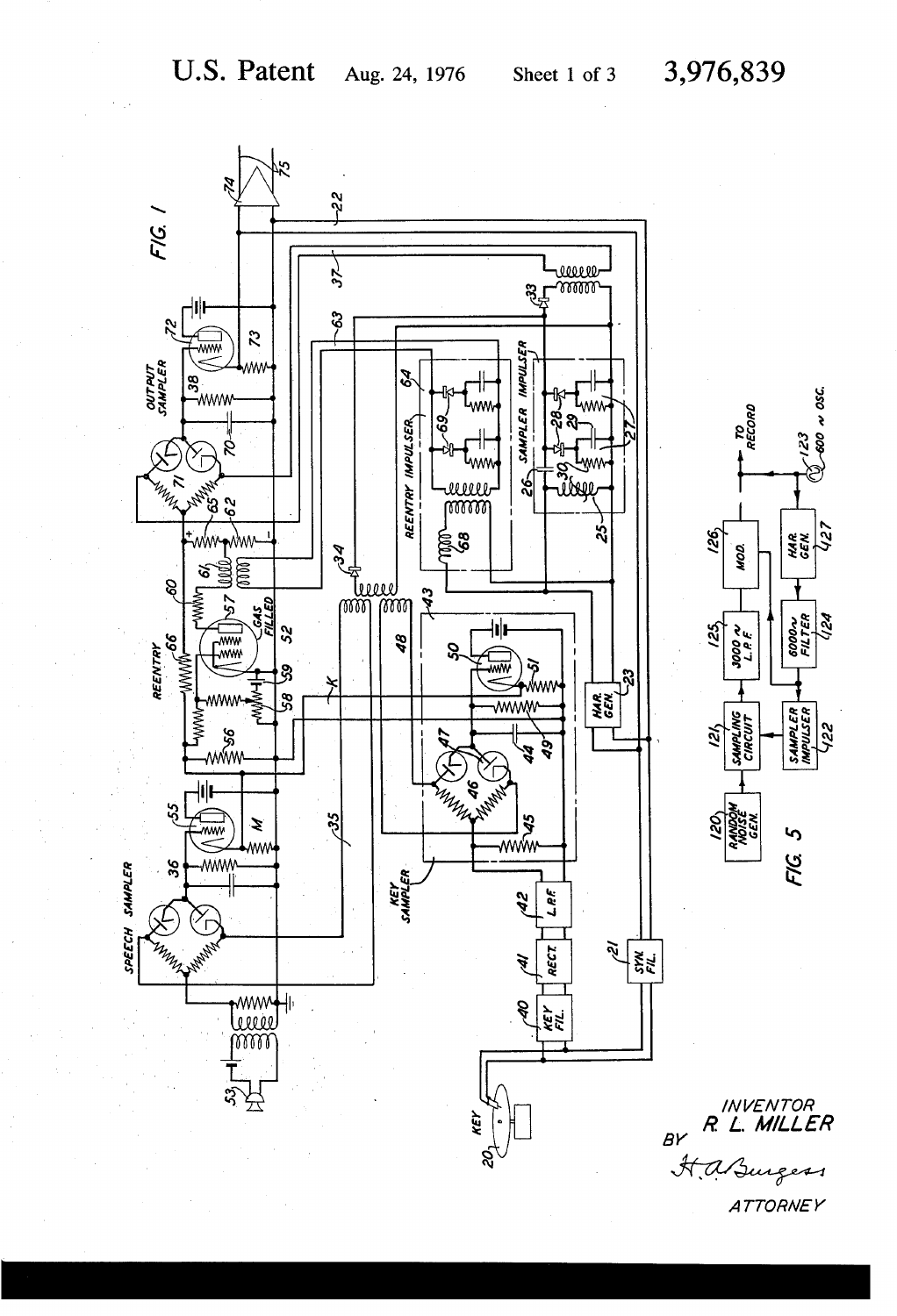U.S. Patent Aug. 24, 1976 Sheet 1 of 3 3,976,839

FIG. 1

FIG. 5

INVENTOR
R. L. MILLER
BY
H. A. Burgess
ATTORNEY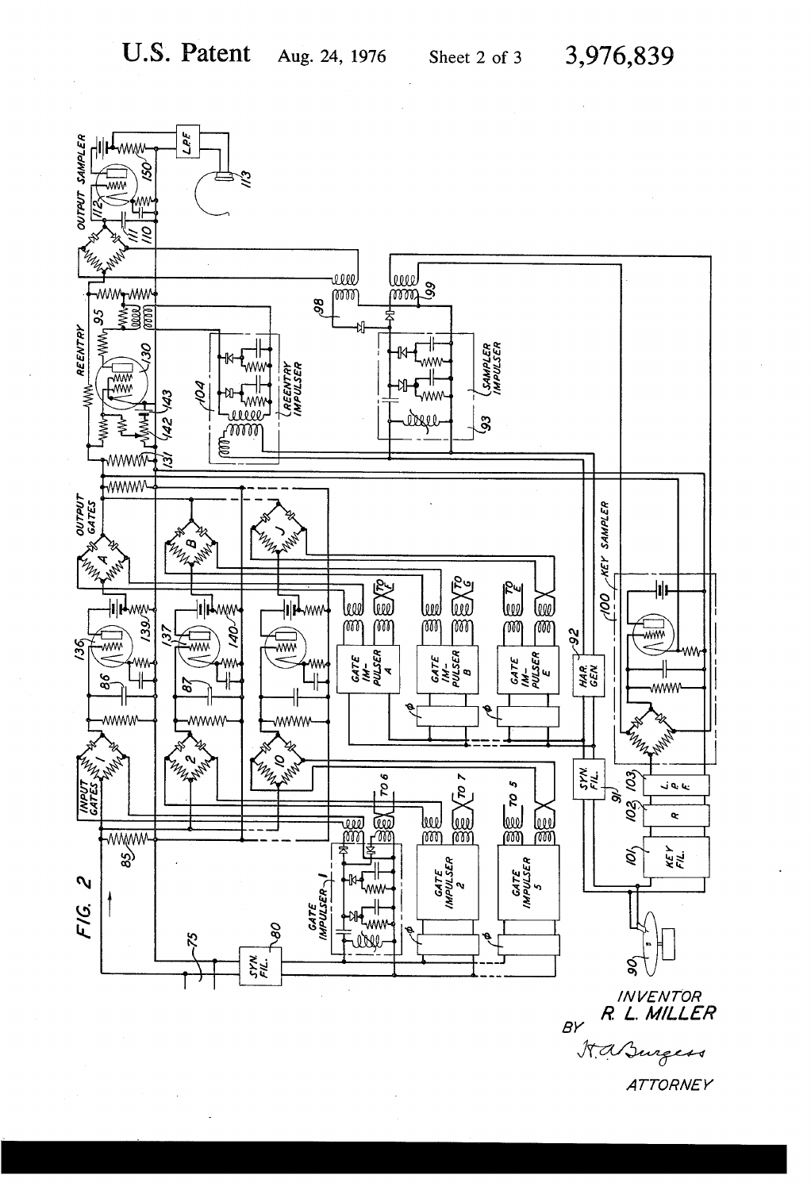FIG. 2

INVENTOR
R. L. MILLER
BY
H. A. Burgess
ATTORNEY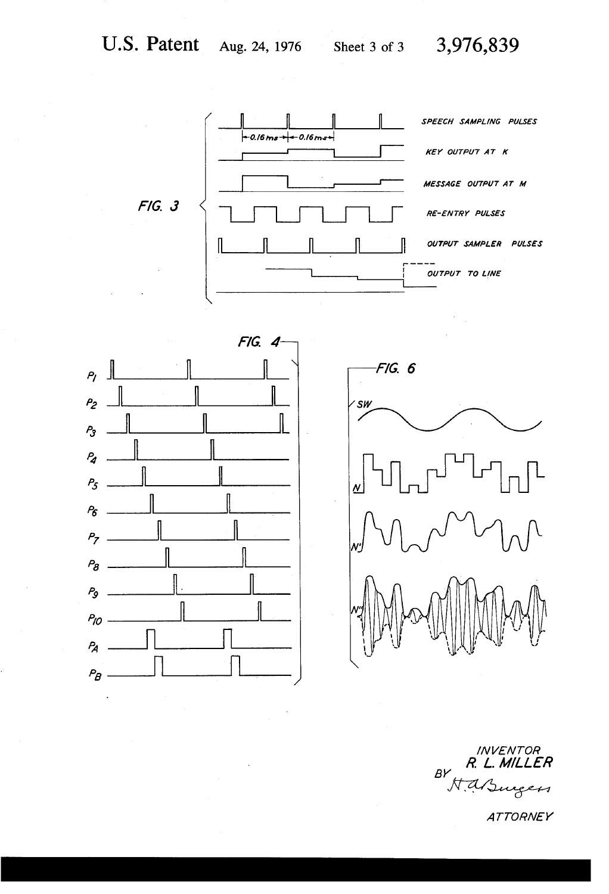U.S. Patent Aug. 24, 1976 Sheet 3 of 3 3,976,839

FIG. 3

SPEECH SAMPLING PULSES

0.16 ms — 0.16 ms

KEY OUTPUT AT K

MESSAGE OUTPUT AT M

RE-ENTRY PULSES

OUTPUT SAMPLER PULSES

OUTPUT TO LINE

FIG. 4

$P_1$

$P_2$

$P_3$

$P_4$

$P_5$

$P_6$

$P_7$

$P_8$

$P_9$

$P_{10}$

$P_A$

$P_B$

FIG. 6

SW

N

N'

N''

INVENTOR
R. L. MILLER
BY H. A. Burgess
ATTORNEY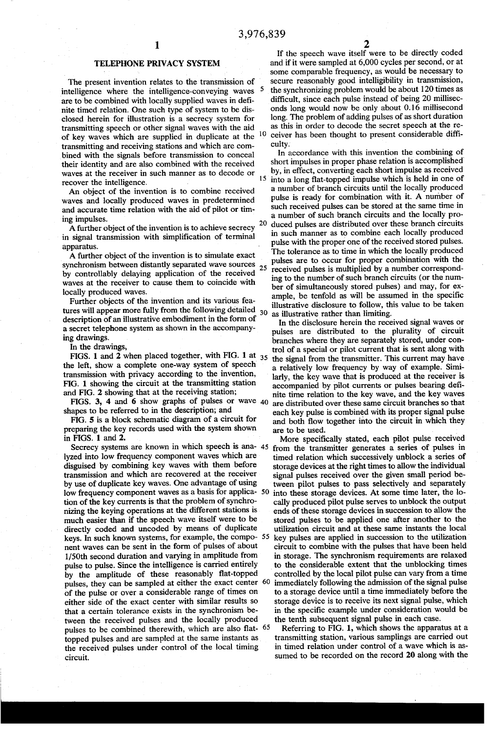# TELEPHONE PRIVACY SYSTEM

The present invention relates to the transmission of intelligence where the intelligence-conveying waves are to be combined with locally supplied waves in definite timed relation. One such type of system to be disclosed herein for illustration is a secrecy system for transmitting speech or other signal waves with the aid of key waves which are supplied in duplicate at the transmitting and receiving stations and which are combined with the signals before transmission to conceal their identity and are also combined with the received waves at the receiver in such manner as to decode or recover the intelligence.

An object of the invention is to combine received waves and locally produced waves in predetermined and accurate time relation with the aid of pilot or timing impulses.

A further object of the invention is to achieve secrecy in signal transmission with simplification of terminal apparatus.

A further object of the invention is to simulate exact synchronism between distantly separated wave sources by controllably delaying application of the received waves at the receiver to cause them to coincide with locally produced waves.

Further objects of the invention and its various features will appear more fully from the following detailed description of an illustrative embodiment in the form of a secret telephone system as shown in the accompanying drawings.

In the drawings,

FIGS. 1 and 2 when placed together, with FIG. 1 at the left, show a complete one-way system of speech transmission with privacy according to the invention, FIG. 1 showing the circuit at the transmitting station and FIG. 2 showing that at the receiving station;

FIGS. 3, 4 and 6 show graphs of pulses or wave shapes to be referred to in the description; and

FIG. 5 is a block schematic diagram of a circuit for preparing the key records used with the system shown in FIGS. 1 and 2.

Secrecy systems are known in which speech is analyzed into low frequency component waves which are disguised by combining key waves with them before transmission and which are recovered at the receiver by use of duplicate key waves. One advantage of using low frequency component waves as a basis for application of the key currents is that the problem of synchronizing the keying operations at the different stations is much easier than if the speech wave itself were to be directly coded and uncoded by means of duplicate keys. In such known systems, for example, the component waves can be sent in the form of pulses of about 1/50th second duration and varying in amplitude from pulse to pulse. Since the intelligence is carried entirely by the amplitude of these reasonably flat-topped pulses, they can be sampled at either the exact center of the pulse or over a considerable range of times on either side of the exact center with similar results so that a certain tolerance exists in the synchronism between the received pulses and the locally produced pulses to be combined therewith, which are also flat-topped pulses and are sampled at the same instants as the received pulses under control of the local timing circuit.

If the speech wave itself were to be directly coded and if it were sampled at 6,000 cycles per second, or at some comparable frequency, as would be necessary to secure reasonably good intelligibility in transmission, the synchronizing problem would be about 120 times as difficult, since each pulse instead of being 20 milliseconds long would now be only about 0.16 millisecond long. The problem of adding pulses of as short duration as this in order to decode the secret speech at the receiver has been thought to present considerable difficulty.

In accordance with this invention the combining of short impulses in proper phase relation is accomplished by, in effect, converting each short impulse as received into a long flat-topped impulse which is held in one of a number of branch circuits until the locally produced pulse is ready for combination with it. A number of such received pulses can be stored at the same time in a number of such branch circuits and the locally produced pulses are distributed over these branch circuits in such manner as to combine each locally produced pulse with the proper one of the received stored pulses. The tolerance as to time in which the locally produced pulses are to occur for proper combination with the received pulses is multiplied by a number corresponding to the number of such branch circuits (or the number of simultaneously stored pulses) and may, for example, be tenfold as will be assumed in the specific illustrative disclosure to follow, this value to be taken as illustrative rather than limiting.

In the disclosure herein the received signal waves or pulses are distributed to the plurality of circuit branches where they are separately stored, under control of a special or pilot current that is sent along with the signal from the transmitter. This current may have a relatively low frequency by way of example. Similarly, the key wave that is produced at the receiver is accompanied by pilot currents or pulses bearing definite time relation to the key wave, and the key waves are distributed over these same circuit branches so that each key pulse is combined with its proper signal pulse and both flow together into the circuit in which they are to be used.

More specifically stated, each pilot pulse received from the transmitter generates a series of pulses in timed relation which successively unblock a series of storage devices at the right times to allow the individual signal pulses received over the given small period between pilot pulses to pass selectively and separately into these storage devices. At some time later, the locally produced pilot pulse serves to unblock the output ends of these storage devices in succession to allow the stored pulses to be applied one after another to the utilization circuit and at these same instants the local key pulses are applied in succession to the utilization circuit to combine with the pulses that have been held in storage. The synchronism requirements are relaxed to the considerable extent that the unblocking times controlled by the local pilot pulse can vary from a time immediately following the admission of the signal pulse to a storage device until a time immediately before the storage device is to receive its next signal pulse, which in the specific example under consideration would be the tenth subsequent signal pulse in each case.

Referring to FIG. 1, which shows the apparatus at a transmitting station, various samplings are carried out in timed relation under control of a wave which is assumed to be recorded on the record **20** along with the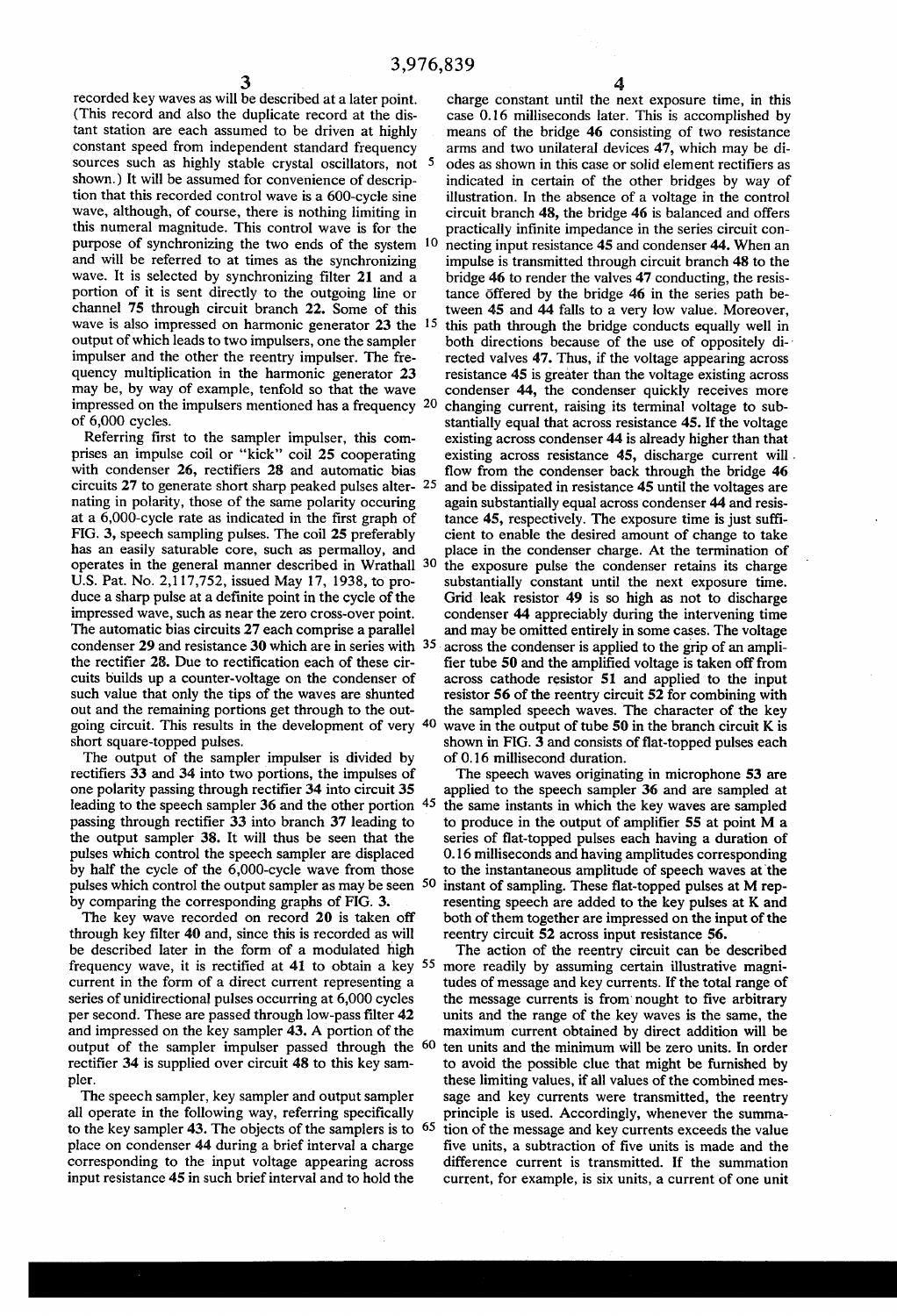recorded key waves as will be described at a later point. (This record and also the duplicate record at the distant station are each assumed to be driven at highly constant speed from independent standard frequency sources such as highly stable crystal oscillators, not shown.) It will be assumed for convenience of description that this recorded control wave is a 600-cycle sine wave, although, of course, there is nothing limiting in this numeral magnitude. This control wave is for the purpose of synchronizing the two ends of the system and will be referred to at times as the synchronizing wave. It is selected by synchronizing filter **21** and a portion of it is sent directly to the outgoing line or channel **75** through circuit branch **22**. Some of this wave is also impressed on harmonic generator **23** the output of which leads to two impulsers, one the sampler impulser and the other the reentry impulser. The frequency multiplication in the harmonic generator **23** may be, by way of example, tenfold so that the wave impressed on the impulsers mentioned has a frequency of 6,000 cycles.

Referring first to the sampler impulser, this comprises an impulse coil or "kick" coil **25** cooperating with condenser **26**, rectifiers **28** and automatic bias circuits **27** to generate short sharp peaked pulses alternating in polarity, those of the same polarity occuring at a 6,000-cycle rate as indicated in the first graph of FIG. **3**, speech sampling pulses. The coil **25** preferably has an easily saturable core, such as permalloy, and operates in the general manner described in Wrathall U.S. Pat. No. 2,117,752, issued May 17, 1938, to produce a sharp pulse at a definite point in the cycle of the impressed wave, such as near the zero cross-over point. The automatic bias circuits **27** each comprise a parallel condenser **29** and resistance **30** which are in series with the rectifier **28**. Due to rectification each of these circuits builds up a counter-voltage on the condenser of such value that only the tips of the waves are shunted out and the remaining portions get through to the outgoing circuit. This results in the development of very short square-topped pulses.

The output of the sampler impulser is divided by rectifiers **33** and **34** into two portions, the impulses of one polarity passing through rectifier **34** into circuit **35** leading to the speech sampler **36** and the other portion passing through rectifier **33** into branch **37** leading to the output sampler **38**. It will thus be seen that the pulses which control the speech sampler are displaced by half the cycle of the 6,000-cycle wave from those pulses which control the output sampler as may be seen by comparing the corresponding graphs of FIG. **3**.

The key wave recorded on record **20** is taken off through key filter **40** and, since this is recorded as will be described later in the form of a modulated high frequency wave, it is rectified at **41** to obtain a key current in the form of a direct current representing a series of unidirectional pulses occurring at 6,000 cycles per second. These are passed through low-pass filter **42** and impressed on the key sampler **43**. A portion of the output of the sampler impulser passed through the rectifier **34** is supplied over circuit **48** to this key sampler.

The speech sampler, key sampler and output sampler all operate in the following way, referring specifically to the key sampler **43**. The objects of the samplers is to place on condenser **44** during a brief interval a charge corresponding to the input voltage appearing across input resistance **45** in such brief interval and to hold the charge constant until the next exposure time, in this case 0.16 milliseconds later. This is accomplished by means of the bridge **46** consisting of two resistance arms and two unilateral devices **47**, which may be diodes as shown in this case or solid element rectifiers as indicated in certain of the other bridges by way of illustration. In the absence of a voltage in the control circuit branch **48**, the bridge **46** is balanced and offers practically infinite impedance in the series circuit connecting input resistance **45** and condenser **44**. When an impulse is transmitted through circuit branch **48** to the bridge **46** to render the valves **47** conducting, the resistance offered by the bridge **46** in the series path between **45** and **44** falls to a very low value. Moreover, this path through the bridge conducts equally well in both directions because of the use of oppositely directed valves **47**. Thus, if the voltage appearing across resistance **45** is greater than the voltage existing across condenser **44**, the condenser quickly receives more changing current, raising its terminal voltage to substantially equal that across resistance **45**. If the voltage existing across condenser **44** is already higher than that existing across resistance **45**, discharge current will flow from the condenser back through the bridge **46** and be dissipated in resistance **45** until the voltages are again substantially equal across condenser **44** and resistance **45**, respectively. The exposure time is just sufficient to enable the desired amount of change to take place in the condenser charge. At the termination of the exposure pulse the condenser retains its charge substantially constant until the next exposure time. Grid leak resistor **49** is so high as not to discharge condenser **44** appreciably during the intervening time and may be omitted entirely in some cases. The voltage across the condenser is applied to the grip of an amplifier tube **50** and the amplified voltage is taken off from across cathode resistor **51** and applied to the input resistor **56** of the reentry circuit **52** for combining with the sampled speech waves. The character of the key wave in the output of tube **50** in the branch circuit K is shown in FIG. **3** and consists of flat-topped pulses each of 0.16 millisecond duration.

The speech waves originating in microphone **53** are applied to the speech sampler **36** and are sampled at the same instants in which the key waves are sampled to produce in the output of amplifier **55** at point M a series of flat-topped pulses each having a duration of 0.16 milliseconds and having amplitudes corresponding to the instantaneous amplitude of speech waves at the instant of sampling. These flat-topped pulses at M representing speech are added to the key pulses at K and both of them together are impressed on the input of the reentry circuit **52** across input resistance **56**.

The action of the reentry circuit can be described more readily by assuming certain illustrative magnitudes of message and key currents. If the total range of the message currents is from nought to five arbitrary units and the range of the key waves is the same, the maximum current obtained by direct addition will be ten units and the minimum will be zero units. In order to avoid the possible clue that might be furnished by these limiting values, if all values of the combined message and key currents were transmitted, the reentry principle is used. Accordingly, whenever the summation of the message and key currents exceeds the value five units, a subtraction of five units is made and the difference current is transmitted. If the summation current, for example, is six units, a current of one unit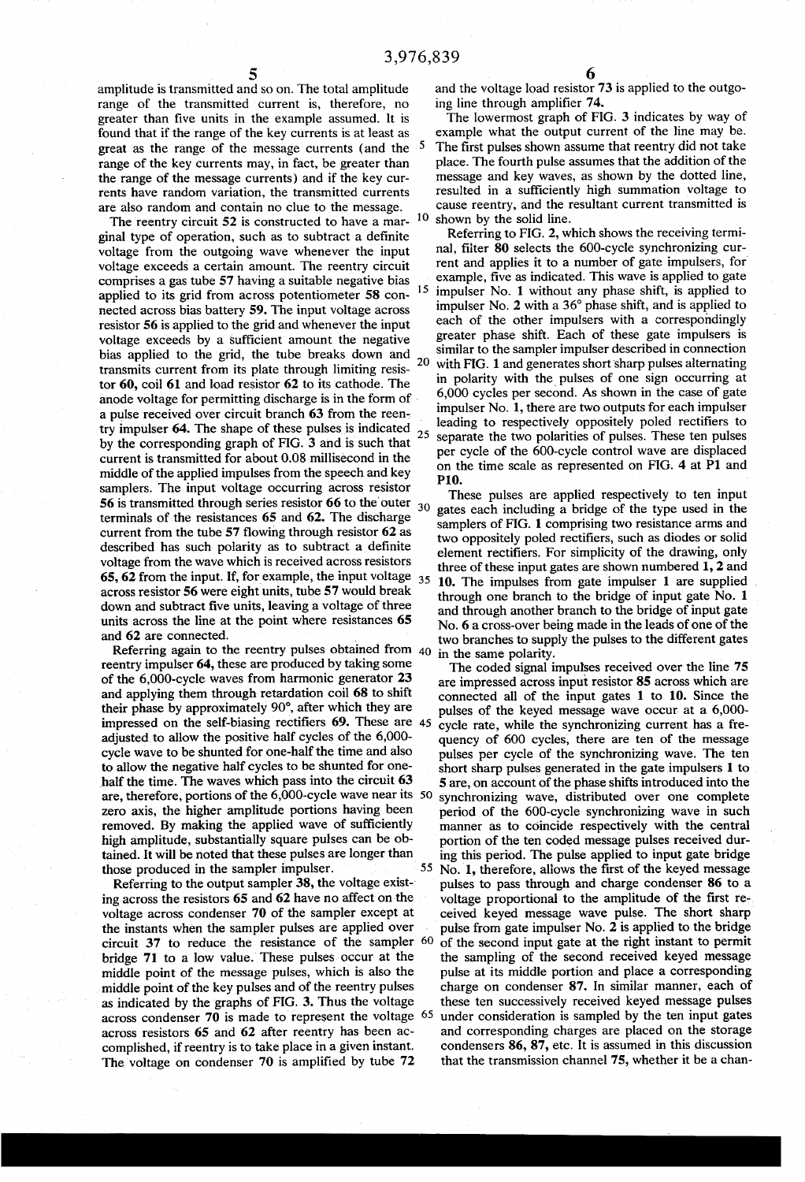amplitude is transmitted and so on. The total amplitude range of the transmitted current is, therefore, no greater than five units in the example assumed. It is found that if the range of the key currents is at least as great as the range of the message currents (and the range of the key currents may, in fact, be greater than the range of the message currents) and if the key currents have random variation, the transmitted currents are also random and contain no clue to the message.

The reentry circuit **52** is constructed to have a marginal type of operation, such as to subtract a definite voltage from the outgoing wave whenever the input voltage exceeds a certain amount. The reentry circuit comprises a gas tube **57** having a suitable negative bias applied to its grid from across potentiometer **58** connected across bias battery **59**. The input voltage across resistor **56** is applied to the grid and whenever the input voltage exceeds by a sufficient amount the negative bias applied to the grid, the tube breaks down and transmits current from its plate through limiting resistor **60,** coil **61** and load resistor **62** to its cathode. The anode voltage for permitting discharge is in the form of a pulse received over circuit branch **63** from the reentry impulser **64.** The shape of these pulses is indicated by the corresponding graph of FIG. **3** and is such that current is transmitted for about 0.08 millisecond in the middle of the applied impulses from the speech and key samplers. The input voltage occurring across resistor **56** is transmitted through series resistor **66** to the outer terminals of the resistances **65** and **62.** The discharge current from the tube **57** flowing through resistor **62** as described has such polarity as to subtract a definite voltage from the wave which is received across resistors **65, 62** from the input. If, for example, the input voltage across resistor **56** were eight units, tube **57** would break down and subtract five units, leaving a voltage of three units across the line at the point where resistances **65** and **62** are connected.

Referring again to the reentry pulses obtained from reentry impulser **64,** these are produced by taking some of the 6,000-cycle waves from harmonic generator **23** and applying them through retardation coil **68** to shift their phase by approximately 90°, after which they are impressed on the self-biasing rectifiers **69.** These are adjusted to allow the positive half cycles of the 6,000-cycle wave to be shunted for one-half the time and also to allow the negative half cycles to be shunted for one-half the time. The waves which pass into the circuit **63** are, therefore, portions of the 6,000-cycle wave near its zero axis, the higher amplitude portions having been removed. By making the applied wave of sufficiently high amplitude, substantially square pulses can be obtained. It will be noted that these pulses are longer than those produced in the sampler impulser.

Referring to the output sampler **38,** the voltage existing across the resistors **65** and **62** have no affect on the voltage across condenser **70** of the sampler except at the instants when the sampler pulses are applied over circuit **37** to reduce the resistance of the sampler bridge **71** to a low value. These pulses occur at the middle point of the message pulses, which is also the middle point of the key pulses and of the reentry pulses as indicated by the graphs of FIG. **3.** Thus the voltage across condenser **70** is made to represent the voltage across resistors **65** and **62** after reentry has been accomplished, if reentry is to take place in a given instant. The voltage on condenser **70** is amplified by tube **72** and the voltage load resistor **73** is applied to the outgoing line through amplifier **74.**

The lowermost graph of FIG. **3** indicates by way of example what the output current of the line may be. The first pulses shown assume that reentry did not take place. The fourth pulse assumes that the addition of the message and key waves, as shown by the dotted line, resulted in a sufficiently high summation voltage to cause reentry, and the resultant current transmitted is shown by the solid line.

Referring to FIG. **2,** which shows the receiving terminal, filter **80** selects the 600-cycle synchronizing current and applies it to a number of gate impulsers, for example, five as indicated. This wave is applied to gate impulser No. **1** without any phase shift, is applied to impulser No. **2** with a 36° phase shift, and is applied to each of the other impulsers with a correspondingly greater phase shift. Each of these gate impulsers is similar to the sampler impulser described in connection with FIG. **1** and generates short sharp pulses alternating in polarity with the pulses of one sign occurring at 6,000 cycles per second. As shown in the case of gate impulser No. **1,** there are two outputs for each impulser leading to respectively oppositely poled rectifiers to separate the two polarities of pulses. These ten pulses per cycle of the 600-cycle control wave are displaced on the time scale as represented on FIG. **4** at **P1** and **P10.**

These pulses are applied respectively to ten input gates each including a bridge of the type used in the samplers of FIG. **1** comprising two resistance arms and two oppositely poled rectifiers, such as diodes or solid element rectifiers. For simplicity of the drawing, only three of these input gates are shown numbered **1, 2** and **10.** The impulses from gate impulser **1** are supplied through one branch to the bridge of input gate No. **1** and through another branch to the bridge of input gate No. **6** a cross-over being made in the leads of one of the two branches to supply the pulses to the different gates in the same polarity.

The coded signal impulses received over the line **75** are impressed across input resistor **85** across which are connected all of the input gates **1** to **10.** Since the pulses of the keyed message wave occur at a 6,000-cycle rate, while the synchronizing current has a frequency of 600 cycles, there are ten of the message pulses per cycle of the synchronizing wave. The ten short sharp pulses generated in the gate impulsers **1** to **5** are, on account of the phase shifts introduced into the synchronizing wave, distributed over one complete period of the 600-cycle synchronizing wave in such manner as to coincide respectively with the central portion of the ten coded message pulses received during this period. The pulse applied to input gate bridge No. **1,** therefore, allows the first of the keyed message pulses to pass through and charge condenser **86** to a voltage proportional to the amplitude of the first received keyed message wave pulse. The short sharp pulse from gate impulser No. **2** is applied to the bridge of the second input gate at the right instant to permit the sampling of the second received keyed message pulse at its middle portion and place a corresponding charge on condenser **87.** In similar manner, each of these ten successively received keyed message pulses under consideration is sampled by the ten input gates and corresponding charges are placed on the storage condensers **86, 87,** etc. It is assumed in this discussion that the transmission channel **75,** whether it be a chan-